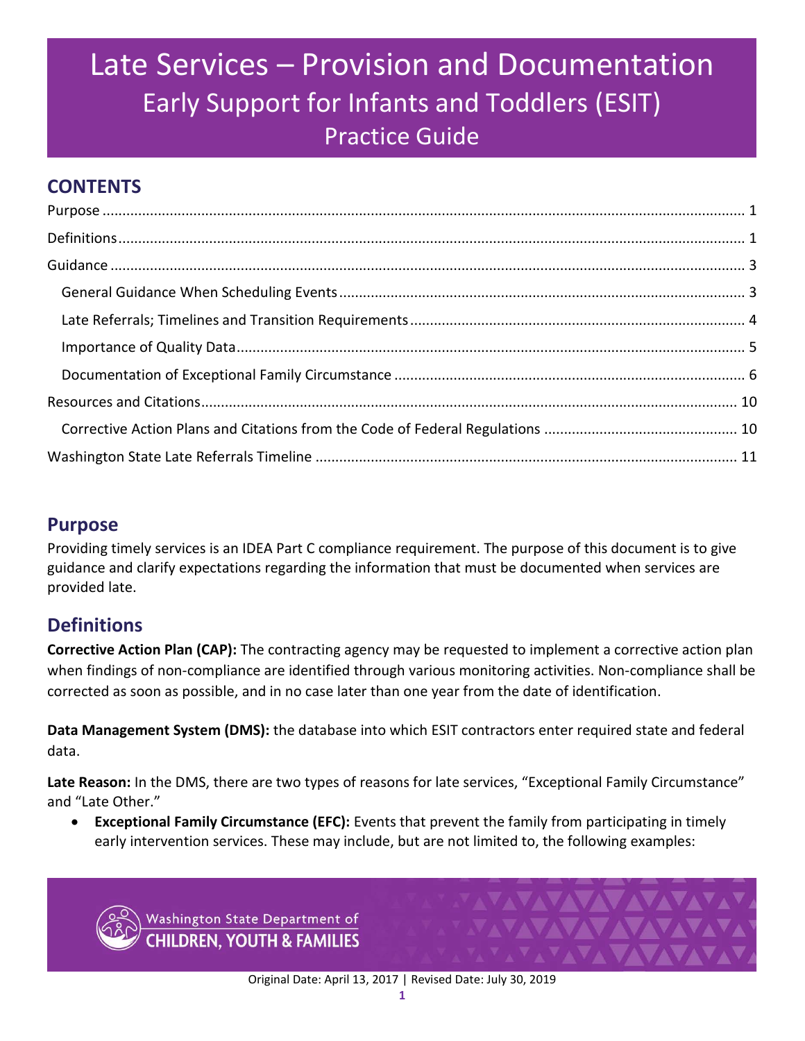# Late Services – Provision and Documentation
## Early Support for Infants and Toddlers (ESIT)
### Practice Guide

## CONTENTS

Purpose ..... 1
Definitions ..... 1
Guidance ..... 3
- General Guidance When Scheduling Events ..... 3
- Late Referrals; Timelines and Transition Requirements ..... 4
- Importance of Quality Data ..... 5
- Documentation of Exceptional Family Circumstance ..... 6

Resources and Citations ..... 10
- Corrective Action Plans and Citations from the Code of Federal Regulations ..... 10

Washington State Late Referrals Timeline ..... 11

## Purpose

Providing timely services is an IDEA Part C compliance requirement. The purpose of this document is to give guidance and clarify expectations regarding the information that must be documented when services are provided late.

## Definitions

**Corrective Action Plan (CAP):** The contracting agency may be requested to implement a corrective action plan when findings of non-compliance are identified through various monitoring activities. Non-compliance shall be corrected as soon as possible, and in no case later than one year from the date of identification.

**Data Management System (DMS):** the database into which ESIT contractors enter required state and federal data.

**Late Reason:** In the DMS, there are two types of reasons for late services, "Exceptional Family Circumstance" and "Late Other."

- **Exceptional Family Circumstance (EFC):** Events that prevent the family from participating in timely early intervention services. These may include, but are not limited to, the following examples: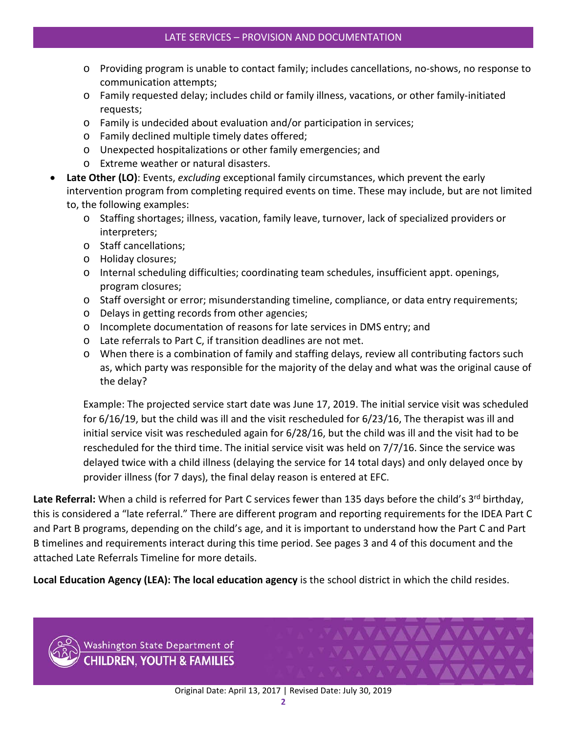- Providing program is unable to contact family; includes cancellations, no-shows, no response to communication attempts;
  - Family requested delay; includes child or family illness, vacations, or other family-initiated requests;
  - Family is undecided about evaluation and/or participation in services;
  - Family declined multiple timely dates offered;
  - Unexpected hospitalizations or other family emergencies; and
  - Extreme weather or natural disasters.
- **Late Other (LO)**: Events, *excluding* exceptional family circumstances, which prevent the early intervention program from completing required events on time. These may include, but are not limited to, the following examples:
  - Staffing shortages; illness, vacation, family leave, turnover, lack of specialized providers or interpreters;
  - Staff cancellations;
  - Holiday closures;
  - Internal scheduling difficulties; coordinating team schedules, insufficient appt. openings, program closures;
  - Staff oversight or error; misunderstanding timeline, compliance, or data entry requirements;
  - Delays in getting records from other agencies;
  - Incomplete documentation of reasons for late services in DMS entry; and
  - Late referrals to Part C, if transition deadlines are not met.
  - When there is a combination of family and staffing delays, review all contributing factors such as, which party was responsible for the majority of the delay and what was the original cause of the delay?

  Example: The projected service start date was June 17, 2019. The initial service visit was scheduled for 6/16/19, but the child was ill and the visit rescheduled for 6/23/16, The therapist was ill and initial service visit was rescheduled again for 6/28/16, but the child was ill and the visit had to be rescheduled for the third time. The initial service visit was held on 7/7/16. Since the service was delayed twice with a child illness (delaying the service for 14 total days) and only delayed once by provider illness (for 7 days), the final delay reason is entered at EFC.

**Late Referral:** When a child is referred for Part C services fewer than 135 days before the child's 3rd birthday, this is considered a "late referral." There are different program and reporting requirements for the IDEA Part C and Part B programs, depending on the child's age, and it is important to understand how the Part C and Part B timelines and requirements interact during this time period. See pages 3 and 4 of this document and the attached Late Referrals Timeline for more details.

**Local Education Agency (LEA): The local education agency** is the school district in which the child resides.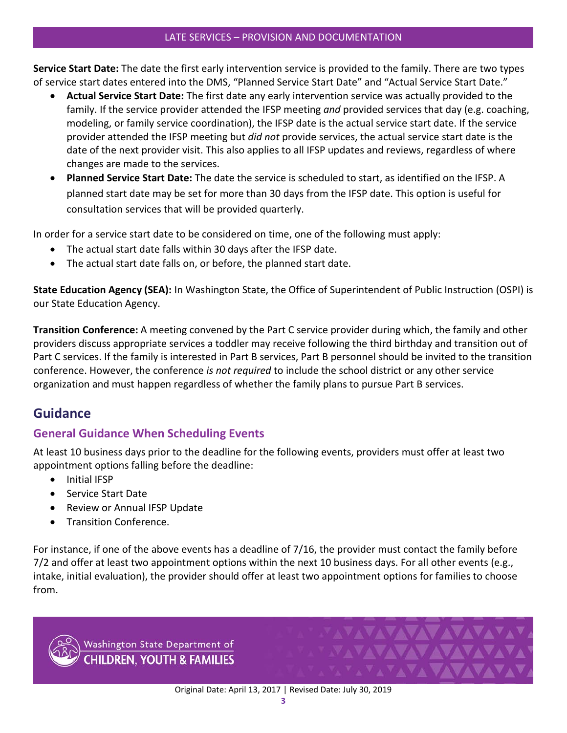**Service Start Date:** The date the first early intervention service is provided to the family. There are two types of service start dates entered into the DMS, "Planned Service Start Date" and "Actual Service Start Date."

- **Actual Service Start Date:** The first date any early intervention service was actually provided to the family. If the service provider attended the IFSP meeting *and* provided services that day (e.g. coaching, modeling, or family service coordination), the IFSP date is the actual service start date. If the service provider attended the IFSP meeting but *did not* provide services, the actual service start date is the date of the next provider visit. This also applies to all IFSP updates and reviews, regardless of where changes are made to the services.
- **Planned Service Start Date:** The date the service is scheduled to start, as identified on the IFSP. A planned start date may be set for more than 30 days from the IFSP date. This option is useful for consultation services that will be provided quarterly.

In order for a service start date to be considered on time, one of the following must apply:

- The actual start date falls within 30 days after the IFSP date.
- The actual start date falls on, or before, the planned start date.

**State Education Agency (SEA):** In Washington State, the Office of Superintendent of Public Instruction (OSPI) is our State Education Agency.

**Transition Conference:** A meeting convened by the Part C service provider during which, the family and other providers discuss appropriate services a toddler may receive following the third birthday and transition out of Part C services. If the family is interested in Part B services, Part B personnel should be invited to the transition conference. However, the conference *is not required* to include the school district or any other service organization and must happen regardless of whether the family plans to pursue Part B services.

## Guidance

### General Guidance When Scheduling Events

At least 10 business days prior to the deadline for the following events, providers must offer at least two appointment options falling before the deadline:

- Initial IFSP
- Service Start Date
- Review or Annual IFSP Update
- Transition Conference.

For instance, if one of the above events has a deadline of 7/16, the provider must contact the family before 7/2 and offer at least two appointment options within the next 10 business days. For all other events (e.g., intake, initial evaluation), the provider should offer at least two appointment options for families to choose from.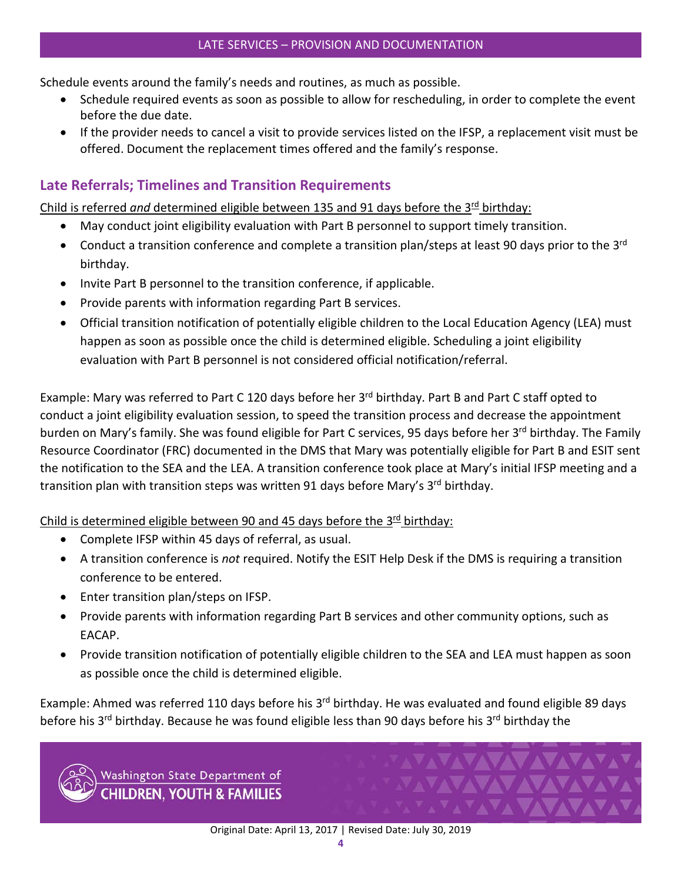Schedule events around the family's needs and routines, as much as possible.

- Schedule required events as soon as possible to allow for rescheduling, in order to complete the event before the due date.
- If the provider needs to cancel a visit to provide services listed on the IFSP, a replacement visit must be offered. Document the replacement times offered and the family's response.

## Late Referrals; Timelines and Transition Requirements

Child is referred *and* determined eligible between 135 and 91 days before the 3rd birthday:

- May conduct joint eligibility evaluation with Part B personnel to support timely transition.
- Conduct a transition conference and complete a transition plan/steps at least 90 days prior to the 3rd birthday.
- Invite Part B personnel to the transition conference, if applicable.
- Provide parents with information regarding Part B services.
- Official transition notification of potentially eligible children to the Local Education Agency (LEA) must happen as soon as possible once the child is determined eligible. Scheduling a joint eligibility evaluation with Part B personnel is not considered official notification/referral.

Example: Mary was referred to Part C 120 days before her 3rd birthday. Part B and Part C staff opted to conduct a joint eligibility evaluation session, to speed the transition process and decrease the appointment burden on Mary's family. She was found eligible for Part C services, 95 days before her 3rd birthday. The Family Resource Coordinator (FRC) documented in the DMS that Mary was potentially eligible for Part B and ESIT sent the notification to the SEA and the LEA. A transition conference took place at Mary's initial IFSP meeting and a transition plan with transition steps was written 91 days before Mary's 3rd birthday.

Child is determined eligible between 90 and 45 days before the 3rd birthday:

- Complete IFSP within 45 days of referral, as usual.
- A transition conference is *not* required. Notify the ESIT Help Desk if the DMS is requiring a transition conference to be entered.
- Enter transition plan/steps on IFSP.
- Provide parents with information regarding Part B services and other community options, such as EACAP.
- Provide transition notification of potentially eligible children to the SEA and LEA must happen as soon as possible once the child is determined eligible.

Example: Ahmed was referred 110 days before his 3rd birthday. He was evaluated and found eligible 89 days before his 3rd birthday. Because he was found eligible less than 90 days before his 3rd birthday the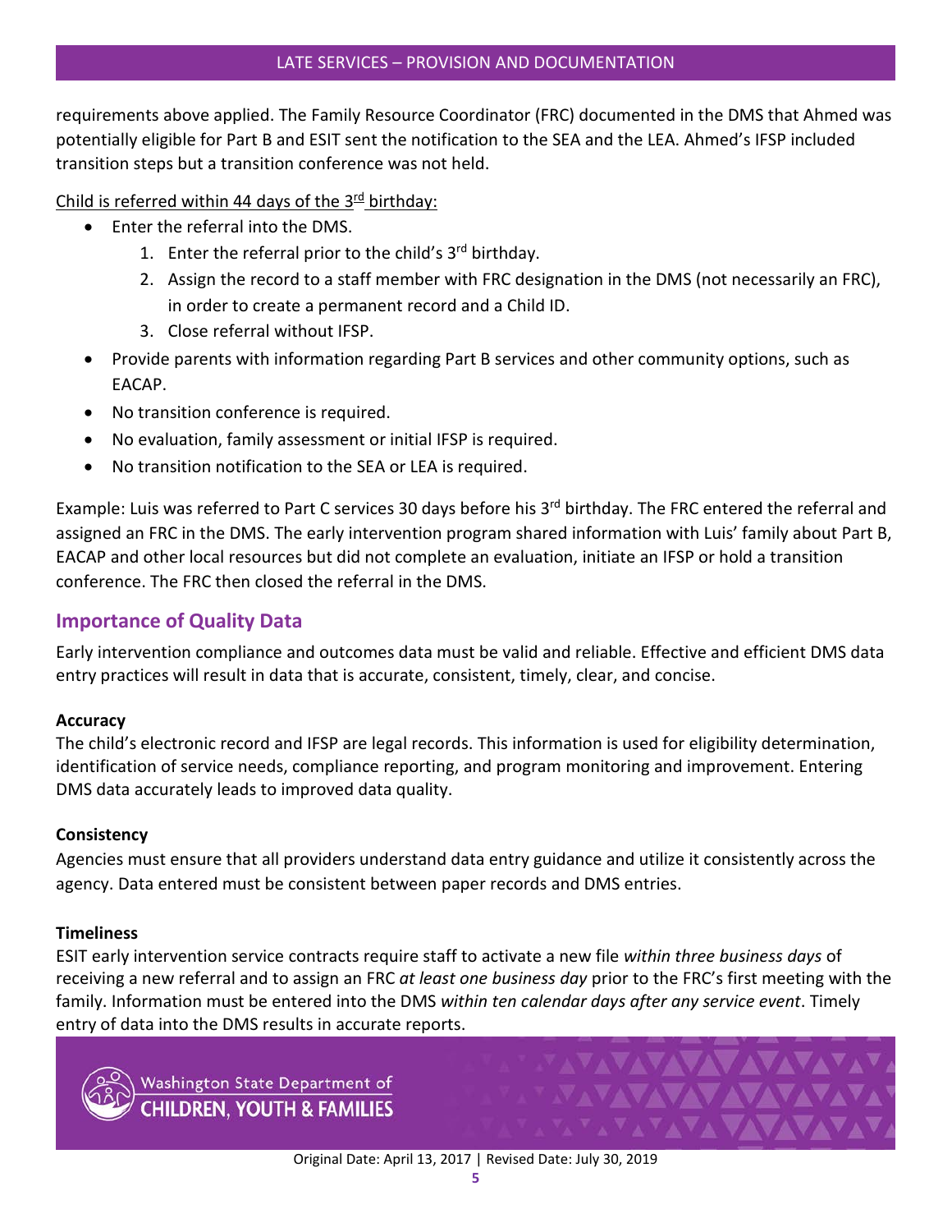requirements above applied. The Family Resource Coordinator (FRC) documented in the DMS that Ahmed was potentially eligible for Part B and ESIT sent the notification to the SEA and the LEA. Ahmed's IFSP included transition steps but a transition conference was not held.

Child is referred within 44 days of the 3rd birthday:

- Enter the referral into the DMS.
  1. Enter the referral prior to the child's 3rd birthday.
  2. Assign the record to a staff member with FRC designation in the DMS (not necessarily an FRC), in order to create a permanent record and a Child ID.
  3. Close referral without IFSP.
- Provide parents with information regarding Part B services and other community options, such as EACAP.
- No transition conference is required.
- No evaluation, family assessment or initial IFSP is required.
- No transition notification to the SEA or LEA is required.

Example: Luis was referred to Part C services 30 days before his 3rd birthday. The FRC entered the referral and assigned an FRC in the DMS. The early intervention program shared information with Luis' family about Part B, EACAP and other local resources but did not complete an evaluation, initiate an IFSP or hold a transition conference. The FRC then closed the referral in the DMS.

## Importance of Quality Data

Early intervention compliance and outcomes data must be valid and reliable. Effective and efficient DMS data entry practices will result in data that is accurate, consistent, timely, clear, and concise.

**Accuracy**

The child's electronic record and IFSP are legal records. This information is used for eligibility determination, identification of service needs, compliance reporting, and program monitoring and improvement. Entering DMS data accurately leads to improved data quality.

**Consistency**

Agencies must ensure that all providers understand data entry guidance and utilize it consistently across the agency. Data entered must be consistent between paper records and DMS entries.

**Timeliness**

ESIT early intervention service contracts require staff to activate a new file *within three business days* of receiving a new referral and to assign an FRC *at least one business day* prior to the FRC's first meeting with the family. Information must be entered into the DMS *within ten calendar days after any service event*. Timely entry of data into the DMS results in accurate reports.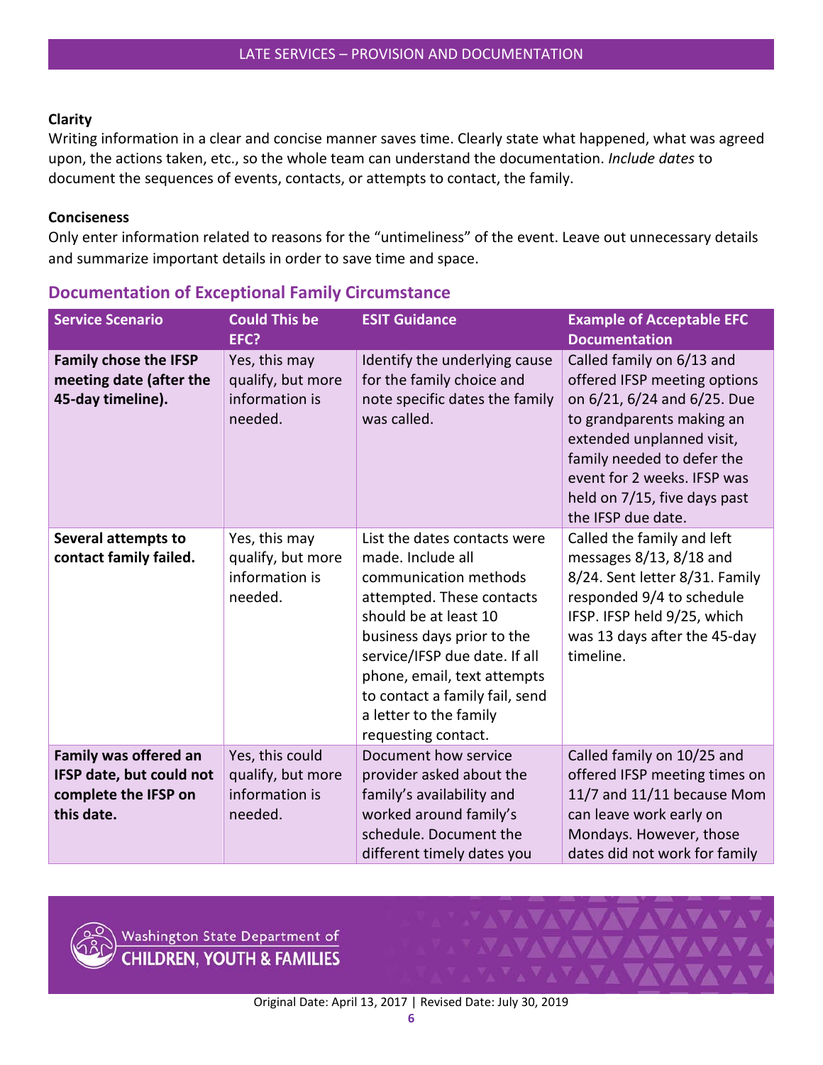**Clarity**
Writing information in a clear and concise manner saves time. Clearly state what happened, what was agreed upon, the actions taken, etc., so the whole team can understand the documentation. *Include dates* to document the sequences of events, contacts, or attempts to contact, the family.

**Conciseness**
Only enter information related to reasons for the "untimeliness" of the event. Leave out unnecessary details and summarize important details in order to save time and space.

## Documentation of Exceptional Family Circumstance

| Service Scenario | Could This be EFC? | ESIT Guidance | Example of Acceptable EFC Documentation |
|---|---|---|---|
| **Family chose the IFSP meeting date (after the 45-day timeline).** | Yes, this may qualify, but more information is needed. | Identify the underlying cause for the family choice and note specific dates the family was called. | Called family on 6/13 and offered IFSP meeting options on 6/21, 6/24 and 6/25. Due to grandparents making an extended unplanned visit, family needed to defer the event for 2 weeks. IFSP was held on 7/15, five days past the IFSP due date. |
| **Several attempts to contact family failed.** | Yes, this may qualify, but more information is needed. | List the dates contacts were made. Include all communication methods attempted. These contacts should be at least 10 business days prior to the service/IFSP due date. If all phone, email, text attempts to contact a family fail, send a letter to the family requesting contact. | Called the family and left messages 8/13, 8/18 and 8/24. Sent letter 8/31. Family responded 9/4 to schedule IFSP. IFSP held 9/25, which was 13 days after the 45-day timeline. |
| **Family was offered an IFSP date, but could not complete the IFSP on this date.** | Yes, this could qualify, but more information is needed. | Document how service provider asked about the family's availability and worked around family's schedule. Document the different timely dates you | Called family on 10/25 and offered IFSP meeting times on 11/7 and 11/11 because Mom can leave work early on Mondays. However, those dates did not work for family |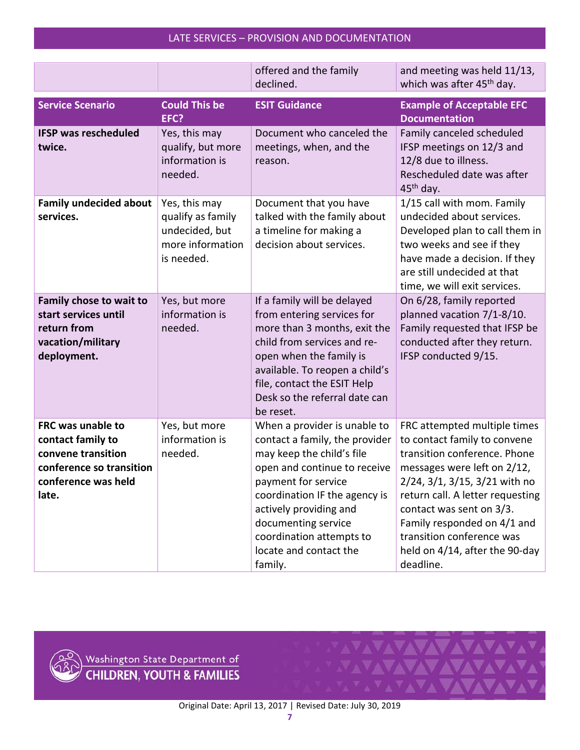| | | offered and the family declined. | and meeting was held 11/13, which was after 45th day. |
|---|---|---|---|

| Service Scenario | Could This be EFC? | ESIT Guidance | Example of Acceptable EFC Documentation |
|---|---|---|---|
| **IFSP was rescheduled twice.** | Yes, this may qualify, but more information is needed. | Document who canceled the meetings, when, and the reason. | Family canceled scheduled IFSP meetings on 12/3 and 12/8 due to illness. Rescheduled date was after 45th day. |
| **Family undecided about services.** | Yes, this may qualify as family undecided, but more information is needed. | Document that you have talked with the family about a timeline for making a decision about services. | 1/15 call with mom. Family undecided about services. Developed plan to call them in two weeks and see if they have made a decision. If they are still undecided at that time, we will exit services. |
| **Family chose to wait to start services until return from vacation/military deployment.** | Yes, but more information is needed. | If a family will be delayed from entering services for more than 3 months, exit the child from services and re-open when the family is available. To reopen a child's file, contact the ESIT Help Desk so the referral date can be reset. | On 6/28, family reported planned vacation 7/1-8/10. Family requested that IFSP be conducted after they return. IFSP conducted 9/15. |
| **FRC was unable to contact family to convene transition conference so transition conference was held late.** | Yes, but more information is needed. | When a provider is unable to contact a family, the provider may keep the child's file open and continue to receive payment for service coordination IF the agency is actively providing and documenting service coordination attempts to locate and contact the family. | FRC attempted multiple times to contact family to convene transition conference. Phone messages were left on 2/12, 2/24, 3/1, 3/15, 3/21 with no return call. A letter requesting contact was sent on 3/3. Family responded on 4/1 and transition conference was held on 4/14, after the 90-day deadline. |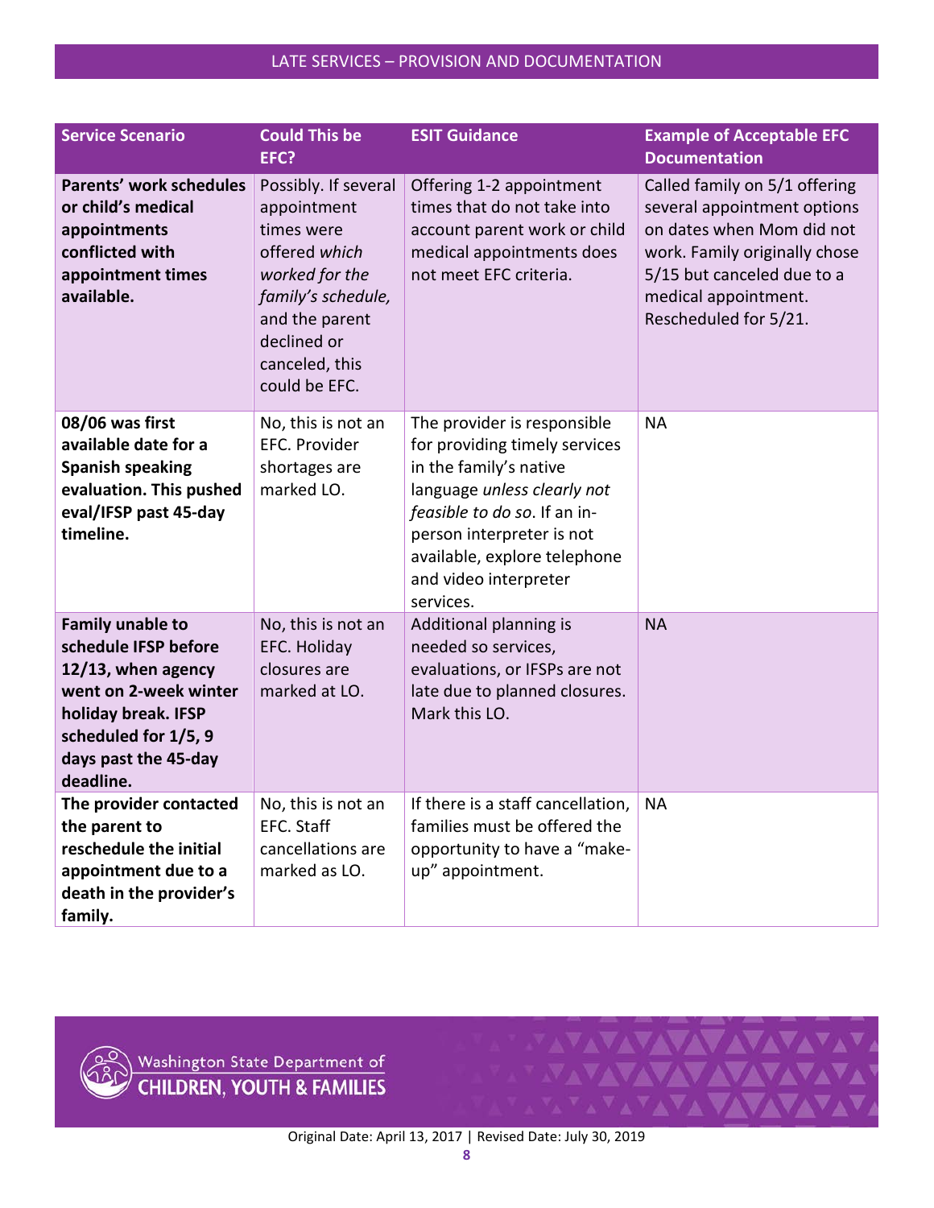## LATE SERVICES – PROVISION AND DOCUMENTATION

| Service Scenario | Could This be EFC? | ESIT Guidance | Example of Acceptable EFC Documentation |
|---|---|---|---|
| **Parents' work schedules or child's medical appointments conflicted with appointment times available.** | Possibly. If several appointment times were offered *which worked for the family's schedule,* and the parent declined or canceled, this could be EFC. | Offering 1-2 appointment times that do not take into account parent work or child medical appointments does not meet EFC criteria. | Called family on 5/1 offering several appointment options on dates when Mom did not work. Family originally chose 5/15 but canceled due to a medical appointment. Rescheduled for 5/21. |
| **08/06 was first available date for a Spanish speaking evaluation. This pushed eval/IFSP past 45-day timeline.** | No, this is not an EFC. Provider shortages are marked LO. | The provider is responsible for providing timely services in the family's native language *unless clearly not feasible to do so*. If an in-person interpreter is not available, explore telephone and video interpreter services. | NA |
| **Family unable to schedule IFSP before 12/13, when agency went on 2-week winter holiday break. IFSP scheduled for 1/5, 9 days past the 45-day deadline.** | No, this is not an EFC. Holiday closures are marked at LO. | Additional planning is needed so services, evaluations, or IFSPs are not late due to planned closures. Mark this LO. | NA |
| **The provider contacted the parent to reschedule the initial appointment due to a death in the provider's family.** | No, this is not an EFC. Staff cancellations are marked as LO. | If there is a staff cancellation, families must be offered the opportunity to have a "make-up" appointment. | NA |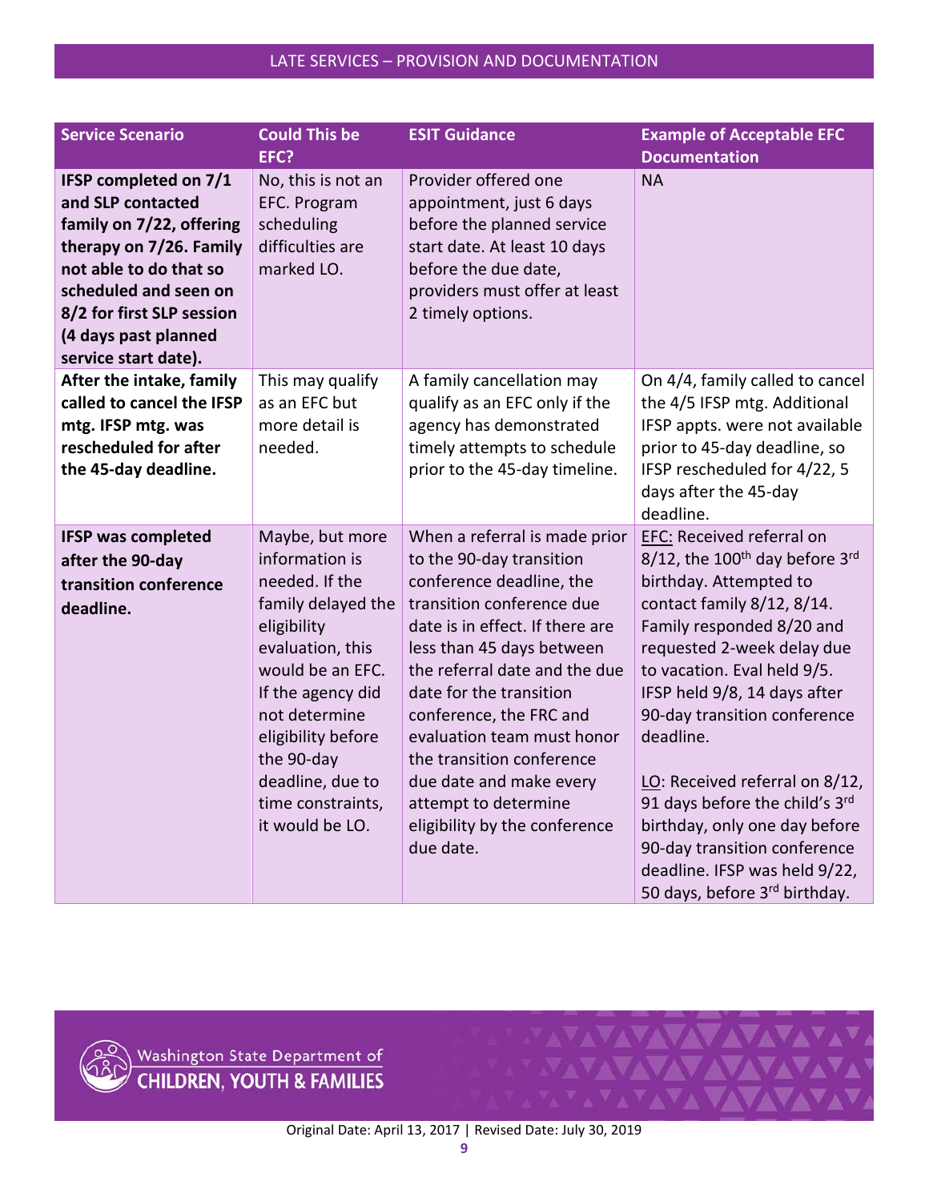## LATE SERVICES – PROVISION AND DOCUMENTATION

| Service Scenario | Could This be EFC? | ESIT Guidance | Example of Acceptable EFC Documentation |
|---|---|---|---|
| **IFSP completed on 7/1 and SLP contacted family on 7/22, offering therapy on 7/26. Family not able to do that so scheduled and seen on 8/2 for first SLP session (4 days past planned service start date).** | No, this is not an EFC. Program scheduling difficulties are marked LO. | Provider offered one appointment, just 6 days before the planned service start date. At least 10 days before the due date, providers must offer at least 2 timely options. | NA |
| **After the intake, family called to cancel the IFSP mtg. IFSP mtg. was rescheduled for after the 45-day deadline.** | This may qualify as an EFC but more detail is needed. | A family cancellation may qualify as an EFC only if the agency has demonstrated timely attempts to schedule prior to the 45-day timeline. | On 4/4, family called to cancel the 4/5 IFSP mtg. Additional IFSP appts. were not available prior to 45-day deadline, so IFSP rescheduled for 4/22, 5 days after the 45-day deadline. |
| **IFSP was completed after the 90-day transition conference deadline.** | Maybe, but more information is needed. If the family delayed the eligibility evaluation, this would be an EFC. If the agency did not determine eligibility before the 90-day deadline, due to time constraints, it would be LO. | When a referral is made prior to the 90-day transition conference deadline, the transition conference due date is in effect. If there are less than 45 days between the referral date and the due date for the transition conference, the FRC and evaluation team must honor the transition conference due date and make every attempt to determine eligibility by the conference due date. | EFC: Received referral on 8/12, the 100th day before 3rd birthday. Attempted to contact family 8/12, 8/14. Family responded 8/20 and requested 2-week delay due to vacation. Eval held 9/5. IFSP held 9/8, 14 days after 90-day transition conference deadline.<br><br>LO: Received referral on 8/12, 91 days before the child's 3rd birthday, only one day before 90-day transition conference deadline. IFSP was held 9/22, 50 days, before 3rd birthday. |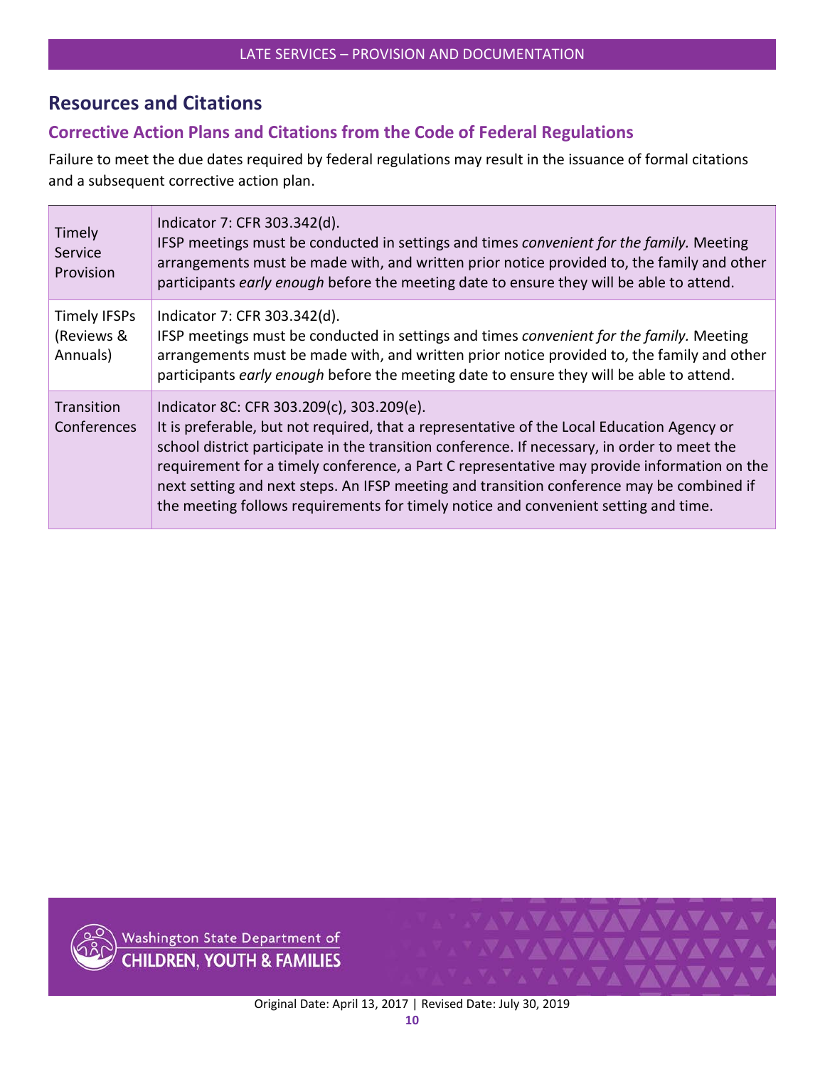## Resources and Citations

### Corrective Action Plans and Citations from the Code of Federal Regulations

Failure to meet the due dates required by federal regulations may result in the issuance of formal citations and a subsequent corrective action plan.

| | |
|---|---|
| Timely Service Provision | Indicator 7: CFR 303.342(d).<br>IFSP meetings must be conducted in settings and times *convenient for the family.* Meeting arrangements must be made with, and written prior notice provided to, the family and other participants *early enough* before the meeting date to ensure they will be able to attend. |
| Timely IFSPs (Reviews & Annuals) | Indicator 7: CFR 303.342(d).<br>IFSP meetings must be conducted in settings and times *convenient for the family.* Meeting arrangements must be made with, and written prior notice provided to, the family and other participants *early enough* before the meeting date to ensure they will be able to attend. |
| Transition Conferences | Indicator 8C: CFR 303.209(c), 303.209(e).<br>It is preferable, but not required, that a representative of the Local Education Agency or school district participate in the transition conference. If necessary, in order to meet the requirement for a timely conference, a Part C representative may provide information on the next setting and next steps. An IFSP meeting and transition conference may be combined if the meeting follows requirements for timely notice and convenient setting and time. |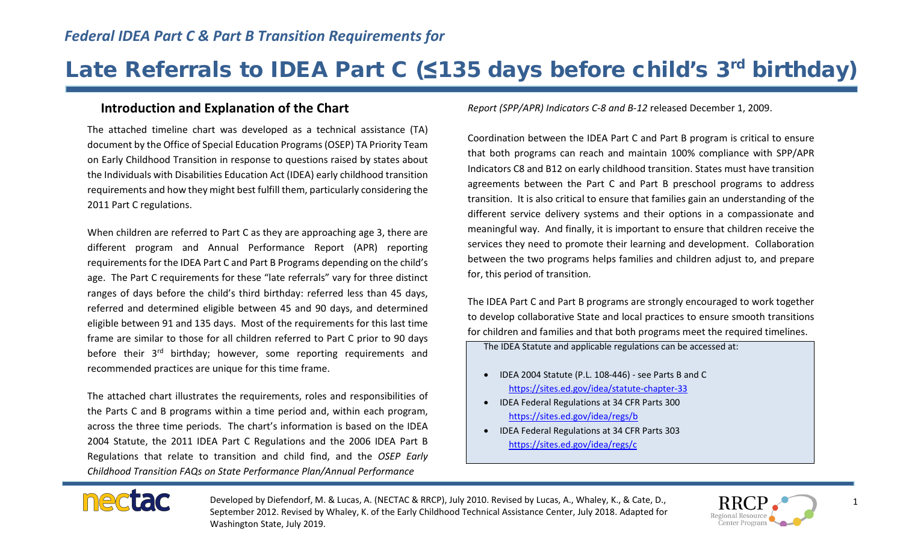*Federal IDEA Part C & Part B Transition Requirements for*

# Late Referrals to IDEA Part C (≤135 days before child's 3rd birthday)

## Introduction and Explanation of the Chart

The attached timeline chart was developed as a technical assistance (TA) document by the Office of Special Education Programs (OSEP) TA Priority Team on Early Childhood Transition in response to questions raised by states about the Individuals with Disabilities Education Act (IDEA) early childhood transition requirements and how they might best fulfill them, particularly considering the 2011 Part C regulations.

When children are referred to Part C as they are approaching age 3, there are different program and Annual Performance Report (APR) reporting requirements for the IDEA Part C and Part B Programs depending on the child's age. The Part C requirements for these "late referrals" vary for three distinct ranges of days before the child's third birthday: referred less than 45 days, referred and determined eligible between 45 and 90 days, and determined eligible between 91 and 135 days. Most of the requirements for this last time frame are similar to those for all children referred to Part C prior to 90 days before their 3rd birthday; however, some reporting requirements and recommended practices are unique for this time frame.

The attached chart illustrates the requirements, roles and responsibilities of the Parts C and B programs within a time period and, within each program, across the three time periods. The chart's information is based on the IDEA 2004 Statute, the 2011 IDEA Part C Regulations and the 2006 IDEA Part B Regulations that relate to transition and child find, and the *OSEP Early Childhood Transition FAQs on State Performance Plan/Annual Performance Report (SPP/APR) Indicators C-8 and B-12* released December 1, 2009.

Coordination between the IDEA Part C and Part B program is critical to ensure that both programs can reach and maintain 100% compliance with SPP/APR Indicators C8 and B12 on early childhood transition. States must have transition agreements between the Part C and Part B preschool programs to address transition. It is also critical to ensure that families gain an understanding of the different service delivery systems and their options in a compassionate and meaningful way. And finally, it is important to ensure that children receive the services they need to promote their learning and development. Collaboration between the two programs helps families and children adjust to, and prepare for, this period of transition.

The IDEA Part C and Part B programs are strongly encouraged to work together to develop collaborative State and local practices to ensure smooth transitions for children and families and that both programs meet the required timelines.

The IDEA Statute and applicable regulations can be accessed at:

- IDEA 2004 Statute (P.L. 108-446) - see Parts B and C
  https://sites.ed.gov/idea/statute-chapter-33
- IDEA Federal Regulations at 34 CFR Parts 300
  https://sites.ed.gov/idea/regs/b
- IDEA Federal Regulations at 34 CFR Parts 303
  https://sites.ed.gov/idea/regs/c

Developed by Diefendorf, M. & Lucas, A. (NECTAC & RRCP), July 2010. Revised by Lucas, A., Whaley, K., & Cate, D., September 2012. Revised by Whaley, K. of the Early Childhood Technical Assistance Center, July 2018. Adapted for Washington State, July 2019.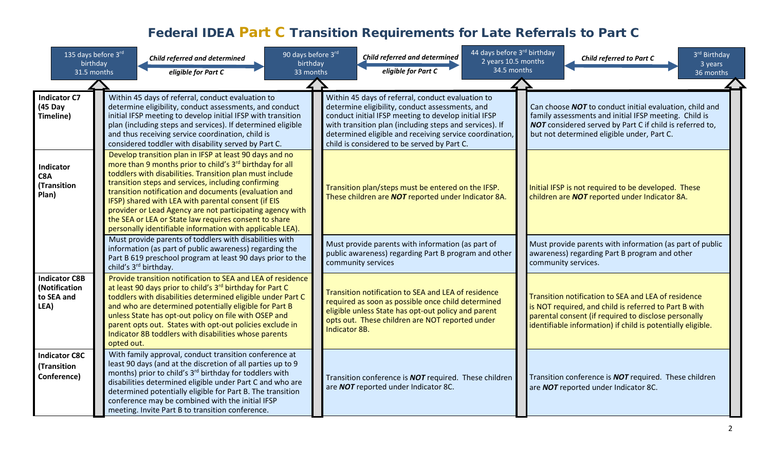# Federal IDEA Part C Transition Requirements for Late Referrals to Part C

| | 135 days before 3rd birthday 31.5 months ← *Child referred and determined eligible for Part C* → 90 days before 3rd birthday 33 months | 90 days before 3rd birthday 33 months ← *Child referred and determined eligible for Part C* → 44 days before 3rd birthday 2 years 10.5 months 34.5 months | 44 days before 3rd birthday 2 years 10.5 months 34.5 months ← *Child referred to Part C* → 3rd Birthday 3 years 36 months |
|---|---|---|---|
| **Indicator C7 (45 Day Timeline)** | Within 45 days of referral, conduct evaluation to determine eligibility, conduct assessments, and conduct initial IFSP meeting to develop initial IFSP with transition plan (including steps and services). If determined eligible and thus receiving service coordination, child is considered toddler with disability served by Part C. | Within 45 days of referral, conduct evaluation to determine eligibility, conduct assessments, and conduct initial IFSP meeting to develop initial IFSP with transition plan (including steps and services). If determined eligible and receiving service coordination, child is considered to be served by Part C. | Can choose ***NOT*** to conduct initial evaluation, child and family assessments and initial IFSP meeting. Child is ***NOT*** considered served by Part C if child is referred to, but not determined eligible under, Part C. |
| **Indicator C8A (Transition Plan)** | Develop transition plan in IFSP at least 90 days and no more than 9 months prior to child's 3rd birthday for all toddlers with disabilities. Transition plan must include transition steps and services, including confirming transition notification and documents (evaluation and IFSP) shared with LEA with parental consent (if EIS provider or Lead Agency are not participating agency with the SEA or LEA or State law requires consent to share personally identifiable information with applicable LEA). | Transition plan/steps must be entered on the IFSP. These children are ***NOT*** reported under Indicator 8A. | Initial IFSP is not required to be developed. These children are ***NOT*** reported under Indicator 8A. |
| | Must provide parents of toddlers with disabilities with information (as part of public awareness) regarding the Part B 619 preschool program at least 90 days prior to the child's 3rd birthday. | Must provide parents with information (as part of public awareness) regarding Part B program and other community services | Must provide parents with information (as part of public awareness) regarding Part B program and other community services. |
| **Indicator C8B (Notification to SEA and LEA)** | Provide transition notification to SEA and LEA of residence at least 90 days prior to child's 3rd birthday for Part C toddlers with disabilities determined eligible under Part C and who are determined potentially eligible for Part B unless State has opt-out policy on file with OSEP and parent opts out. States with opt-out policies exclude in Indicator 8B toddlers with disabilities whose parents opted out. | Transition notification to SEA and LEA of residence required as soon as possible once child determined eligible unless State has opt-out policy and parent opts out. These children are NOT reported under Indicator 8B. | Transition notification to SEA and LEA of residence is NOT required, and child is referred to Part B with parental consent (if required to disclose personally identifiable information) if child is potentially eligible. |
| **Indicator C8C (Transition Conference)** | With family approval, conduct transition conference at least 90 days (and at the discretion of all parties up to 9 months) prior to child's 3rd birthday for toddlers with disabilities determined eligible under Part C and who are determined potentially eligible for Part B. The transition conference may be combined with the initial IFSP meeting. Invite Part B to transition conference. | Transition conference is ***NOT*** required. These children are ***NOT*** reported under Indicator 8C. | Transition conference is ***NOT*** required. These children are ***NOT*** reported under Indicator 8C. |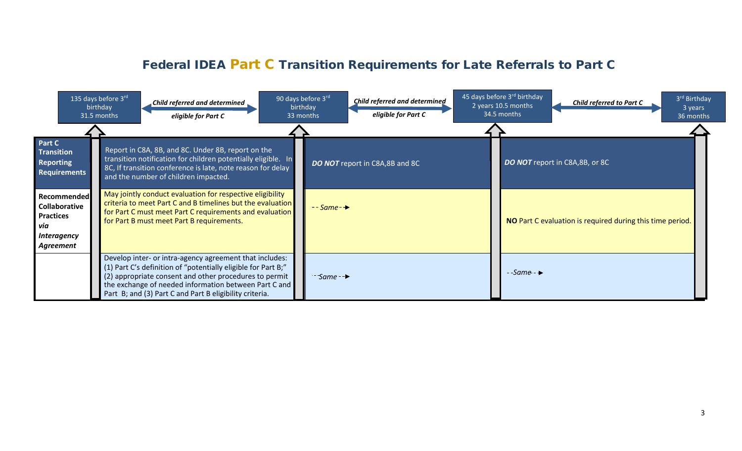# Federal IDEA Part C Transition Requirements for Late Referrals to Part C

| | 135 days before 3rd birthday 31.5 months | *Child referred and determined eligible for Part C* → 90 days before 3rd birthday 33 months | *Child referred and determined eligible for Part C* → 45 days before 3rd birthday 2 years 10.5 months 34.5 months | *Child referred to Part C* → 3rd Birthday 3 years 36 months |
|---|---|---|---|---|
| **Part C Transition Reporting Requirements** | Report in C8A, 8B, and 8C. Under 8B, report on the transition notification for children potentially eligible. In 8C, If transition conference is late, note reason for delay and the number of children impacted. | ***DO NOT*** report in C8A,8B and 8C | ***DO NOT*** report in C8A,8B, or 8C | |
| **Recommended Collaborative Practices *via Interagency Agreement*** | May jointly conduct evaluation for respective eligibility criteria to meet Part C and B timelines but the evaluation for Part C must meet Part C requirements and evaluation for Part B must meet Part B requirements. | *- - Same - -►* | **NO** Part C evaluation is required during this time period. | |
| | Develop inter- or intra-agency agreement that includes: (1) Part C's definition of "potentially eligible for Part B;" (2) appropriate consent and other procedures to permit the exchange of needed information between Part C and Part B; and (3) Part C and Part B eligibility criteria. | *- - Same - -►* | *- - Same - -►* | |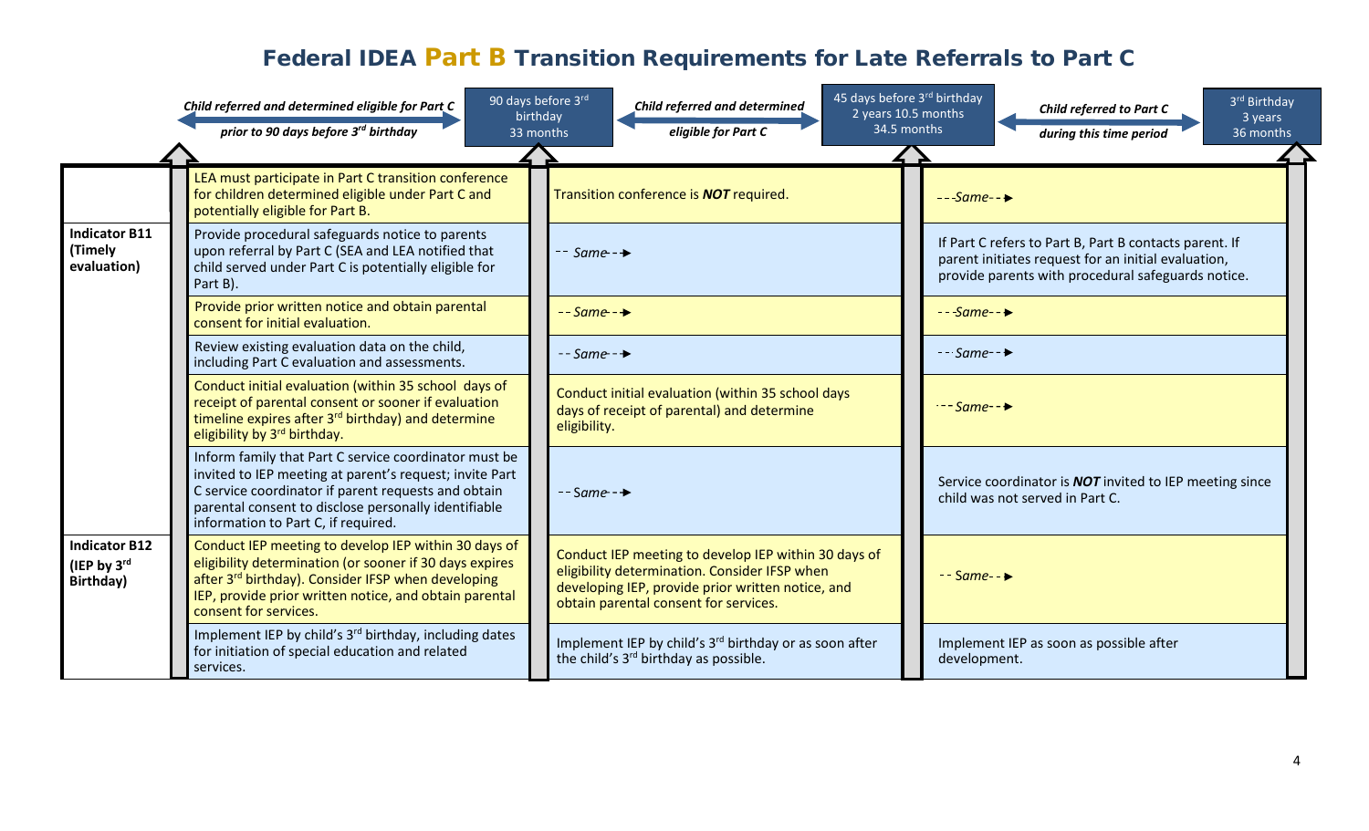# Federal IDEA Part B Transition Requirements for Late Referrals to Part C

| | *Child referred and determined eligible for Part C prior to 90 days before 3rd birthday* | *Child referred and determined eligible for Part C* (between 90 days before 3rd birthday / 33 months and 45 days before 3rd birthday / 2 years 10.5 months / 34.5 months) | *Child referred to Part C during this time period* (between 45 days before 3rd birthday and 3rd Birthday / 3 years / 36 months) |
|---|---|---|---|
| | LEA must participate in Part C transition conference for children determined eligible under Part C and potentially eligible for Part B. | Transition conference is ***NOT*** required. | *---Same--►* |
| **Indicator B11 (Timely evaluation)** | Provide procedural safeguards notice to parents upon referral by Part C (SEA and LEA notified that child served under Part C is potentially eligible for Part B). | *-- Same--►* | If Part C refers to Part B, Part B contacts parent. If parent initiates request for an initial evaluation, provide parents with procedural safeguards notice. |
| | Provide prior written notice and obtain parental consent for initial evaluation. | *--Same--►* | *---Same--►* |
| | Review existing evaluation data on the child, including Part C evaluation and assessments. | *--Same--►* | *---Same--►* |
| | Conduct initial evaluation (within 35 school days of receipt of parental consent or sooner if evaluation timeline expires after 3rd birthday) and determine eligibility by 3rd birthday. | Conduct initial evaluation (within 35 school days days of receipt of parental) and determine eligibility. | *---Same--►* |
| | Inform family that Part C service coordinator must be invited to IEP meeting at parent's request; invite Part C service coordinator if parent requests and obtain parental consent to disclose personally identifiable information to Part C, if required. | *--Same--►* | Service coordinator is ***NOT*** invited to IEP meeting since child was not served in Part C. |
| **Indicator B12 (IEP by 3rd Birthday)** | Conduct IEP meeting to develop IEP within 30 days of eligibility determination (or sooner if 30 days expires after 3rd birthday). Consider IFSP when developing IEP, provide prior written notice, and obtain parental consent for services. | Conduct IEP meeting to develop IEP within 30 days of eligibility determination. Consider IFSP when developing IEP, provide prior written notice, and obtain parental consent for services. | *--Same--►* |
| | Implement IEP by child's 3rd birthday, including dates for initiation of special education and related services. | Implement IEP by child's 3rd birthday or as soon after the child's 3rd birthday as possible. | Implement IEP as soon as possible after development. |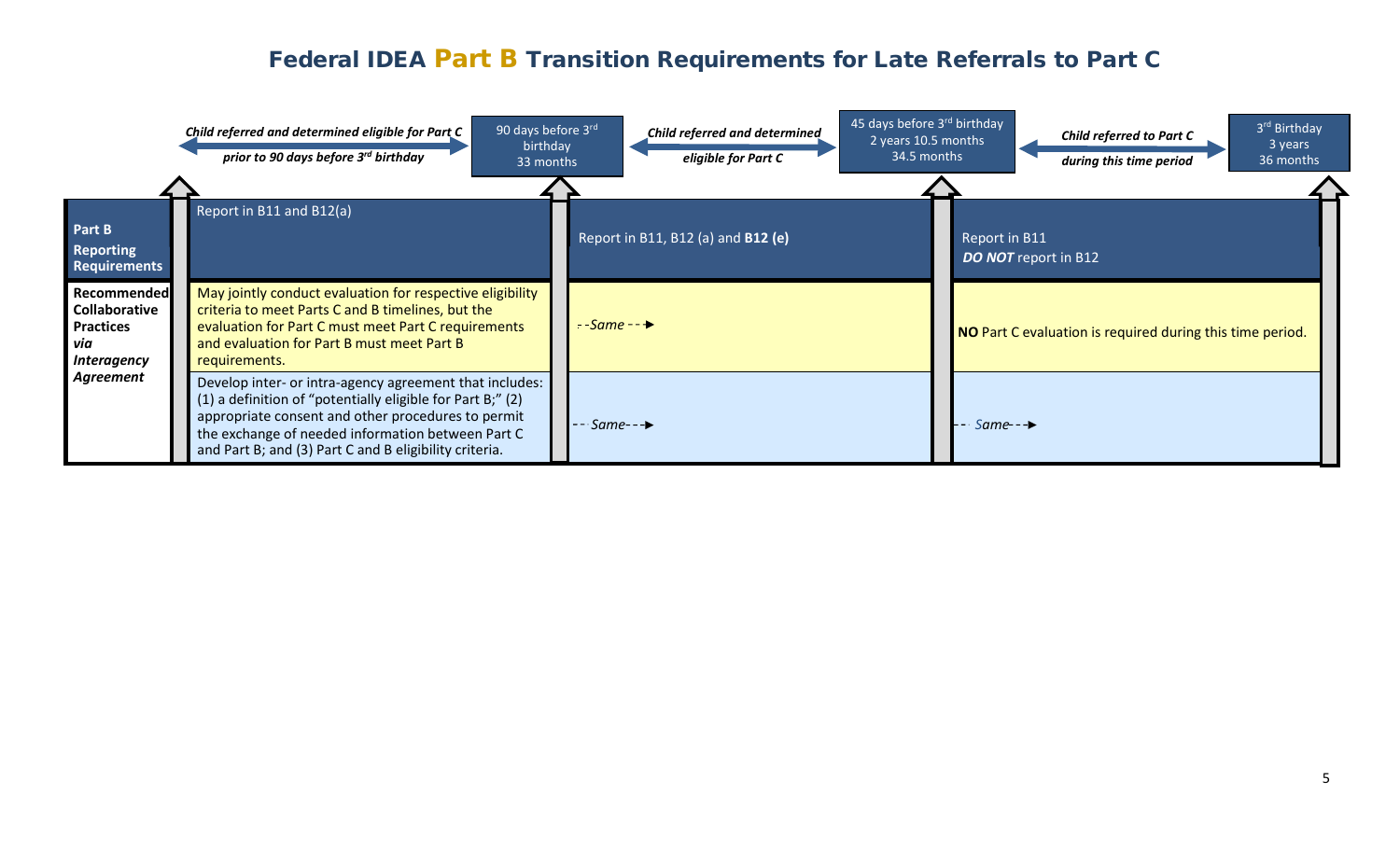# Federal IDEA Part B Transition Requirements for Late Referrals to Part C

| | *Child referred and determined eligible for Part C prior to 90 days before 3rd birthday* | 90 days before 3rd birthday<br>33 months<br>*Child referred and determined eligible for Part C* | 45 days before 3rd birthday<br>2 years 10.5 months<br>34.5 months<br>*Child referred to Part C during this time period* | 3rd Birthday<br>3 years<br>36 months |
|---|---|---|---|---|
| **Part B Reporting Requirements** | Report in B11 and B12(a) | Report in B11, B12 (a) and **B12 (e)** | Report in B11<br>***DO NOT*** report in B12 | |
| **Recommended Collaborative Practices *via Interagency Agreement*** | May jointly conduct evaluation for respective eligibility criteria to meet Parts C and B timelines, but the evaluation for Part C must meet Part C requirements and evaluation for Part B must meet Part B requirements. | *- -Same - - ►* | **NO** Part C evaluation is required during this time period. | |
| | Develop inter- or intra-agency agreement that includes: (1) a definition of "potentially eligible for Part B;" (2) appropriate consent and other procedures to permit the exchange of needed information between Part C and Part B; and (3) Part C and B eligibility criteria. | *- - Same- - ►* | *- - Same- - ►* | |